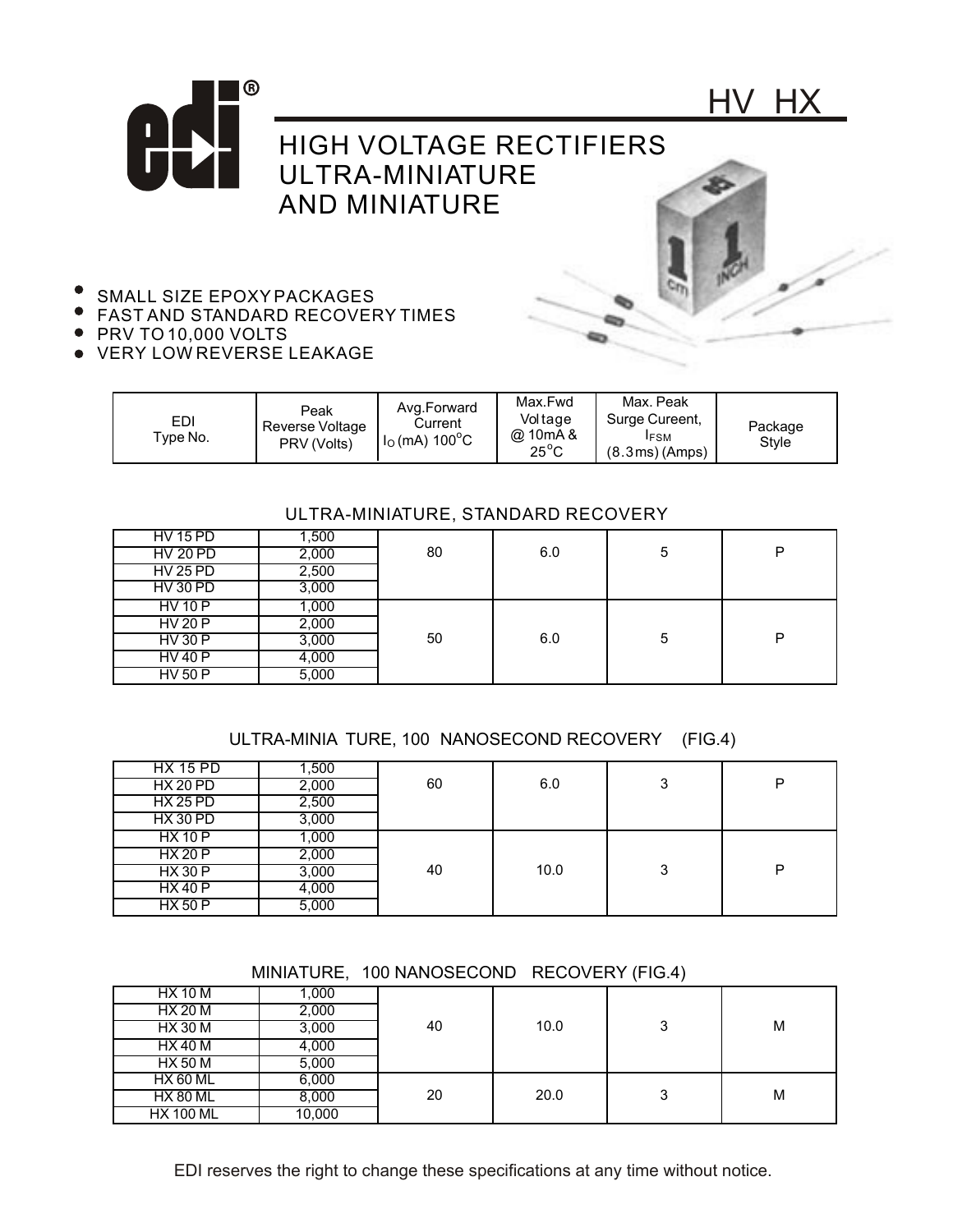# HV HX

## HIGH VOLTAGE RECTIFIERS ULTRA-MINIATURE AND MINIATURE

- SMALL SIZE EPOXY PACKAGES
- FAST AND STANDARD RECOVERY TIMES
- PRV TO 10,000 VOLTS
- VERY LOW REVERSE LEAKAGE

| EDI Type No. | Peak Reverse Voltage PRV (Volts) | Avg.Forward Current $I_O$ (mA) 100°C | Max.Fwd Voltage @ 10mA & 25°C | Max. Peak Surge Cureent, $I_{FSM}$ (8.3ms) (Amps) | Package Style |
|---|---|---|---|---|---|

### ULTRA-MINIATURE, STANDARD RECOVERY

| EDI Type No. | PRV (Volts) | $I_O$ (mA) | Max.Fwd Voltage | $I_{FSM}$ (Amps) | Package Style |
|---|---|---|---|---|---|
| HV 15 PD | 1,500 | 80 | 6.0 | 5 | P |
| HV 20 PD | 2,000 | | | | |
| HV 25 PD | 2,500 | | | | |
| HV 30 PD | 3,000 | | | | |
| HV 10 P | 1,000 | 50 | 6.0 | 5 | P |
| HV 20 P | 2,000 | | | | |
| HV 30 P | 3,000 | | | | |
| HV 40 P | 4,000 | | | | |
| HV 50 P | 5,000 | | | | |

### ULTRA-MINIA TURE, 100 NANOSECOND RECOVERY (FIG.4)

| EDI Type No. | PRV (Volts) | $I_O$ (mA) | Max.Fwd Voltage | $I_{FSM}$ (Amps) | Package Style |
|---|---|---|---|---|---|
| HX 15 PD | 1,500 | 60 | 6.0 | 3 | P |
| HX 20 PD | 2,000 | | | | |
| HX 25 PD | 2,500 | | | | |
| HX 30 PD | 3,000 | | | | |
| HX 10 P | 1,000 | 40 | 10.0 | 3 | P |
| HX 20 P | 2,000 | | | | |
| HX 30 P | 3,000 | | | | |
| HX 40 P | 4,000 | | | | |
| HX 50 P | 5,000 | | | | |

### MINIATURE, 100 NANOSECOND RECOVERY (FIG.4)

| EDI Type No. | PRV (Volts) | $I_O$ (mA) | Max.Fwd Voltage | $I_{FSM}$ (Amps) | Package Style |
|---|---|---|---|---|---|
| HX 10 M | 1,000 | 40 | 10.0 | 3 | M |
| HX 20 M | 2,000 | | | | |
| HX 30 M | 3,000 | | | | |
| HX 40 M | 4,000 | | | | |
| HX 50 M | 5,000 | | | | |
| HX 60 ML | 6,000 | 20 | 20.0 | 3 | M |
| HX 80 ML | 8,000 | | | | |
| HX 100 ML | 10,000 | | | | |

EDI reserves the right to change these specifications at any time without notice.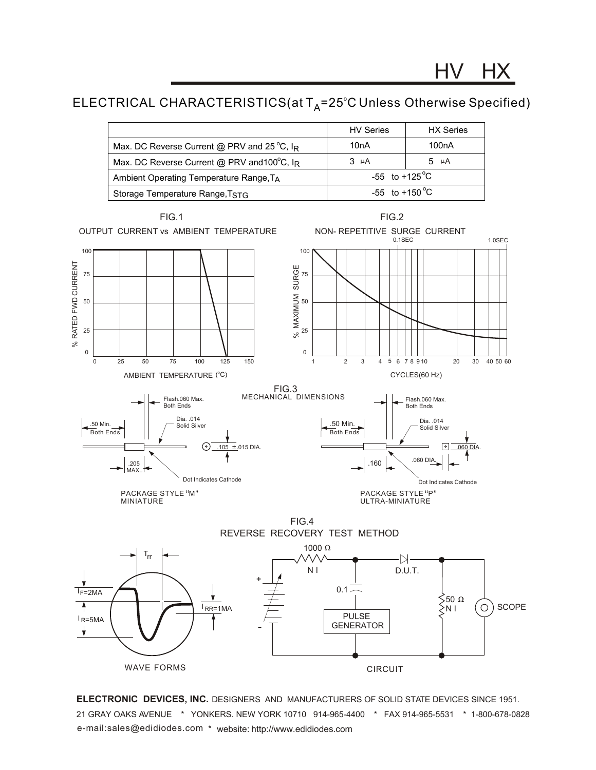# HV HX

## ELECTRICAL CHARACTERISTICS(at $T_A$=25°C Unless Otherwise Specified)

| | HV Series | HX Series |
|---|---|---|
| Max. DC Reverse Current @ PRV and 25 °C, $I_R$ | 10nA | 100nA |
| Max. DC Reverse Current @ PRV and100°C, $I_R$ | 3 μA | 5 μA |
| Ambient Operating Temperature Range,$T_A$ | -55 to +125°C | |
| Storage Temperature Range,$T_{STG}$ | -55 to +150°C | |

FIG.1

OUTPUT CURRENT vs AMBIENT TEMPERATURE

% RATED FWD CURRENT

100
75
50
25
0

0 25 50 75 100 125 150

AMBIENT TEMPERATURE (°C)

FIG.2

NON- REPETITIVE SURGE CURRENT

0.1SEC
1.0SEC

% MAXIMUM SURGE

100
75
50
25
0

1 2 3 4 5 6 7 8 9 10 20 30 40 50 60

CYCLES(60 Hz)

FIG.3

MECHANICAL DIMENSIONS

Flash.060 Max. Both Ends

Dia. .014 Solid Silver

.50 Min. Both Ends

.105 ± .015 DIA.

.205 MAX..

Dot Indicates Cathode

PACKAGE STYLE "M"
MINIATURE

Flash.060 Max. Both Ends

Dia. .014 Solid Silver

.50 Min. Both Ends

.060 DIA.

.160

.060 DIA.

Dot Indicates Cathode

PACKAGE STYLE "P"
ULTRA-MINIATURE

FIG.4

REVERSE RECOVERY TEST METHOD

$T_{rr}$

$I_{F}$=2MA

$I_{R}$=5MA

$I_{RR}$=1MA

WAVE FORMS

1000 Ω
N I

D.U.T.

+

0.1

PULSE GENERATOR

-

50 Ω
N I

SCOPE

CIRCUIT

**ELECTRONIC DEVICES, INC.** DESIGNERS AND MANUFACTURERS OF SOLID STATE DEVICES SINCE 1951.

21 GRAY OAKS AVENUE * YONKERS. NEW YORK 10710 914-965-4400 * FAX 914-965-5531 * 1-800-678-0828

e-mail:sales@edidiodes.com * website: http://www.edidiodes.com